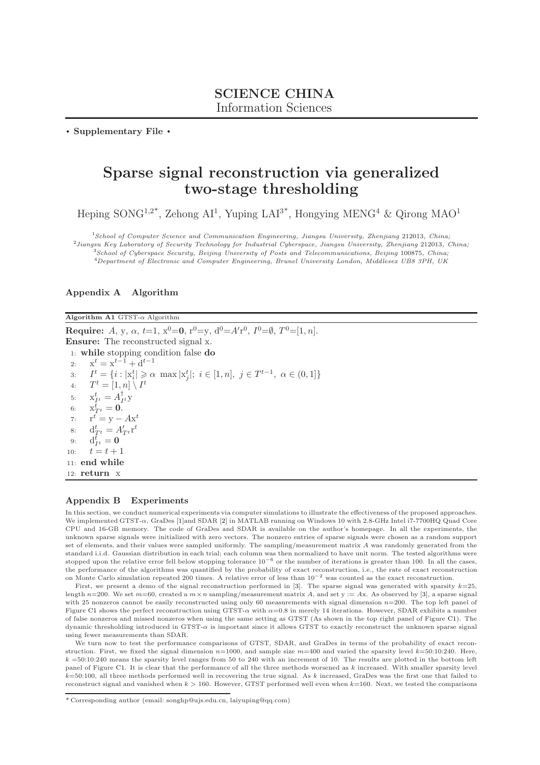**SCIENCE CHINA**
Information Sciences

**• Supplementary File •**

# Sparse signal reconstruction via generalized two-stage thresholding

Heping SONG[1,2*], Zehong AI[1], Yuping LAI[3*], Hongying MENG[4] & Qirong MAO[1]

[1]*School of Computer Science and Communication Engineering, Jiangsu University, Zhenjiang 212013, China;*
[2]*Jiangsu Key Laboratory of Security Technology for Industrial Cyberspace, Jiangsu University, Zhenjiang 212013, China;*
[3]*School of Cyberspace Security, Beijing University of Posts and Telecommunications, Beijing 100875, China;*
[4]*Department of Electronic and Computer Engineering, Brunel University London, Middlesex UB8 3PH, UK*

## Appendix A Algorithm

**Algorithm A1** GTST-$\alpha$ Algorithm

**Require:** $A$, y, $\alpha$, $t$=1, $\mathrm{x}^0=\mathbf{0}$, $\mathrm{r}^0$=y, $\mathrm{d}^0=A'\mathrm{r}^0$, $I^0=\emptyset$, $T^0=[1,n]$.
**Ensure:** The reconstructed signal x.

1: **while** stopping condition false **do**
2: $\quad \mathrm{x}^t = \mathrm{x}^{t-1} + \mathrm{d}^{t-1}$
3: $\quad I^t = \{i : |\mathrm{x}_i^t| \geqslant \alpha \ \max|\mathrm{x}_j^t|;\ i \in [1,n],\ j \in T^{t-1},\ \alpha \in (0,1]\}$
4: $\quad T^t = [1,n] \setminus I^t$
5: $\quad \mathrm{x}_{I^t}^t = A_{I^t}^{\dagger}\mathrm{y}$
6: $\quad \mathrm{x}_{T^t}^t = \mathbf{0}$.
7: $\quad \mathrm{r}^t = \mathrm{y} - A\mathrm{x}^t$
8: $\quad \mathrm{d}_{T^t}^t = A'_{T^t}\mathrm{r}^t$
9: $\quad \mathrm{d}_{I^t}^t = \mathbf{0}$
10: $\quad t = t + 1$
11: **end while**
12: **return** x

## Appendix B Experiments

In this section, we conduct numerical experiments via computer simulations to illustrate the effectiveness of the proposed approaches. We implemented GTST-$\alpha$, GraDes [1]and SDAR [2] in MATLAB running on Windows 10 with 2.8-GHz Intel i7-7700HQ Quad Core CPU and 16-GB memory. The code of GraDes and SDAR is available on the author's homepage. In all the experiments, the unknown sparse signals were initialized with zero vectors. The nonzero entries of sparse signals were chosen as a random support set of elements, and their values were sampled uniformly. The sampling/measurement matrix $A$ was randomly generated from the standard i.i.d. Gaussian distribution in each trial; each column was then normalized to have unit norm. The tested algorithms were stopped upon the relative error fell below stopping tolerance $10^{-6}$ or the number of iterations is greater than 100. In all the cases, the performance of the algorithms was quantified by the probability of exact reconstruction, i.e., the rate of exact reconstruction on Monte Carlo simulation repeated 200 times. A relative error of less than $10^{-2}$ was counted as the exact reconstruction.

First, we present a demo of the signal reconstruction performed in [3]. The sparse signal was generated with sparsity $k$=25, length $n$=200. We set $m$=60, created a $m \times n$ sampling/measurement matrix $A$, and set y := $A$x. As observed by [3], a sparse signal with 25 nonzeros cannot be easily reconstructed using only 60 measurements with signal dimension $n$=200. The top left panel of Figure C1 shows the perfect reconstruction using GTST-$\alpha$ with $\alpha$=0.8 in merely 14 iterations. However, SDAR exhibits a number of false nonzeros and missed nonzeros when using the same setting as GTST (As shown in the top right panel of Figure C1). The dynamic thresholding introduced in GTST-$\alpha$ is important since it allows GTST to exactly reconstruct the unknown sparse signal using fewer measurements than SDAR.

We turn now to test the performance comparisons of GTST, SDAR, and GraDes in terms of the probability of exact reconstruction. First, we fixed the signal dimension $n$=1000, and sample size $m$=400 and varied the sparsity level $k$=50:10:240. Here, $k$ =50:10:240 means the sparsity level ranges from 50 to 240 with an increment of 10. The results are plotted in the bottom left panel of Figure C1. It is clear that the performance of all the three methods worsened as $k$ increased. With smaller sparsity level $k$=50:100, all three methods performed well in recovering the true signal. As $k$ increased, GraDes was the first one that failed to reconstruct signal and vanished when $k > 160$. However, GTST performed well even when $k$=160. Next, we tested the comparisons

* Corresponding author (email: songhp@ujs.edu.cn, laiyuping@qq.com)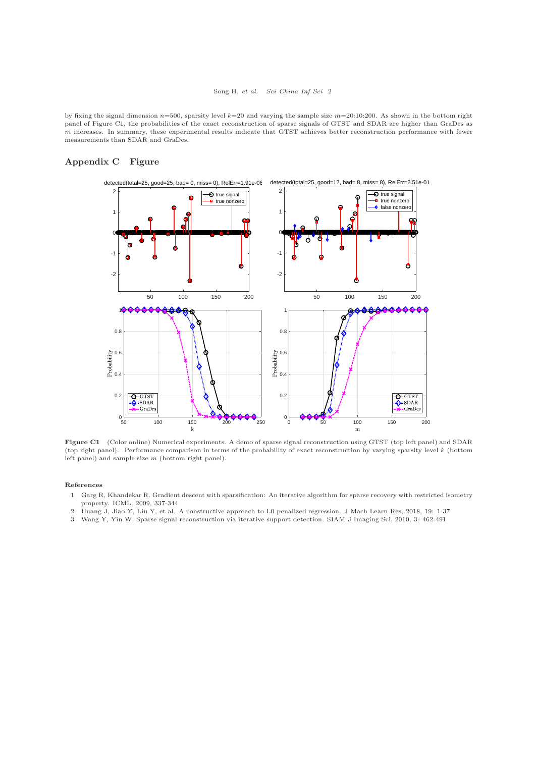by fixing the signal dimension $n$=500, sparsity level $k$=20 and varying the sample size $m$=20:10:200. As shown in the bottom right panel of Figure C1, the probabilities of the exact reconstruction of sparse signals of GTST and SDAR are higher than GraDes as $m$ increases. In summary, these experimental results indicate that GTST achieves better reconstruction performance with fewer measurements than SDAR and GraDes.

## Appendix C  Figure

detected(total=25, good=25, bad= 0, miss= 0), RelErr=1.91e-06

true signal
true nonzero

detected(total=25, good=17, bad= 8, miss= 8), RelErr=2.51e-01

true signal
true nonzero
false nonzero

Probability
k
GTST
SDAR
GraDes

Probability
m
GTST
SDAR
GraDes

**Figure C1** (Color online) Numerical experiments. A demo of sparse signal reconstruction using GTST (top left panel) and SDAR (top right panel). Performance comparison in terms of the probability of exact reconstruction by varying sparsity level $k$ (bottom left panel) and sample size $m$ (bottom right panel).

### References

1. Garg R, Khandekar R. Gradient descent with sparsification: An iterative algorithm for sparse recovery with restricted isometry property. ICML, 2009, 337-344
2. Huang J, Jiao Y, Liu Y, et al. A constructive approach to L0 penalized regression. J Mach Learn Res, 2018, 19: 1-37
3. Wang Y, Yin W. Sparse signal reconstruction via iterative support detection. SIAM J Imaging Sci, 2010, 3: 462-491